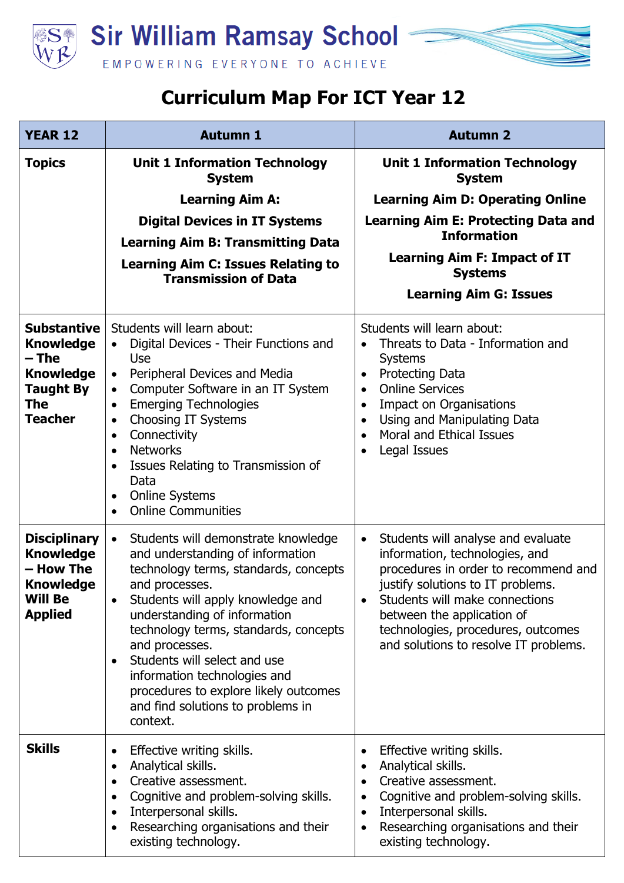# Sir William Ramsay School

EMPOWERING EVERYONE TO ACHIEVE

## Curriculum Map For ICT Year 12

| YEAR 12 | Autumn 1 | Autumn 2 |
|---|---|---|
| **Topics** | **Unit 1 Information Technology System**<br><br>**Learning Aim A:**<br><br>**Digital Devices in IT Systems**<br><br>**Learning Aim B: Transmitting Data**<br><br>**Learning Aim C: Issues Relating to Transmission of Data** | **Unit 1 Information Technology System**<br><br>**Learning Aim D: Operating Online**<br><br>**Learning Aim E: Protecting Data and Information**<br><br>**Learning Aim F: Impact of IT Systems**<br><br>**Learning Aim G: Issues** |
| **Substantive Knowledge – The Knowledge Taught By The Teacher** | Students will learn about:<br>• Digital Devices - Their Functions and Use<br>• Peripheral Devices and Media<br>• Computer Software in an IT System<br>• Emerging Technologies<br>• Choosing IT Systems<br>• Connectivity<br>• Networks<br>• Issues Relating to Transmission of Data<br>• Online Systems<br>• Online Communities | Students will learn about:<br>• Threats to Data - Information and Systems<br>• Protecting Data<br>• Online Services<br>• Impact on Organisations<br>• Using and Manipulating Data<br>• Moral and Ethical Issues<br>• Legal Issues |
| **Disciplinary Knowledge – How The Knowledge Will Be Applied** | • Students will demonstrate knowledge and understanding of information technology terms, standards, concepts and processes.<br>• Students will apply knowledge and understanding of information technology terms, standards, concepts and processes.<br>• Students will select and use information technologies and procedures to explore likely outcomes and find solutions to problems in context. | • Students will analyse and evaluate information, technologies, and procedures in order to recommend and justify solutions to IT problems.<br>• Students will make connections between the application of technologies, procedures, outcomes and solutions to resolve IT problems. |
| **Skills** | • Effective writing skills.<br>• Analytical skills.<br>• Creative assessment.<br>• Cognitive and problem-solving skills.<br>• Interpersonal skills.<br>• Researching organisations and their existing technology. | • Effective writing skills.<br>• Analytical skills.<br>• Creative assessment.<br>• Cognitive and problem-solving skills.<br>• Interpersonal skills.<br>• Researching organisations and their existing technology. |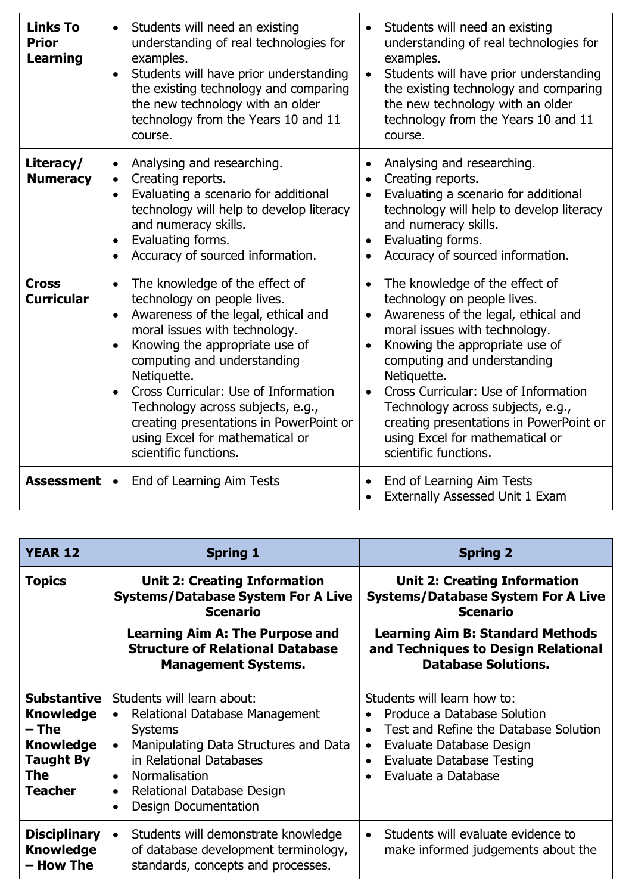| | | |
|---|---|---|
| **Links To Prior Learning** | • Students will need an existing understanding of real technologies for examples.<br>• Students will have prior understanding the existing technology and comparing the new technology with an older technology from the Years 10 and 11 course. | • Students will need an existing understanding of real technologies for examples.<br>• Students will have prior understanding the existing technology and comparing the new technology with an older technology from the Years 10 and 11 course. |
| **Literacy/ Numeracy** | • Analysing and researching.<br>• Creating reports.<br>• Evaluating a scenario for additional technology will help to develop literacy and numeracy skills.<br>• Evaluating forms.<br>• Accuracy of sourced information. | • Analysing and researching.<br>• Creating reports.<br>• Evaluating a scenario for additional technology will help to develop literacy and numeracy skills.<br>• Evaluating forms.<br>• Accuracy of sourced information. |
| **Cross Curricular** | • The knowledge of the effect of technology on people lives.<br>• Awareness of the legal, ethical and moral issues with technology.<br>• Knowing the appropriate use of computing and understanding Netiquette.<br>• Cross Curricular: Use of Information Technology across subjects, e.g., creating presentations in PowerPoint or using Excel for mathematical or scientific functions. | • The knowledge of the effect of technology on people lives.<br>• Awareness of the legal, ethical and moral issues with technology.<br>• Knowing the appropriate use of computing and understanding Netiquette.<br>• Cross Curricular: Use of Information Technology across subjects, e.g., creating presentations in PowerPoint or using Excel for mathematical or scientific functions. |
| **Assessment** | • End of Learning Aim Tests | • End of Learning Aim Tests<br>• Externally Assessed Unit 1 Exam |

| **YEAR 12** | **Spring 1** | **Spring 2** |
|---|---|---|
| **Topics** | **Unit 2: Creating Information Systems/Database System For A Live Scenario**<br><br>**Learning Aim A: The Purpose and Structure of Relational Database Management Systems.** | **Unit 2: Creating Information Systems/Database System For A Live Scenario**<br><br>**Learning Aim B: Standard Methods and Techniques to Design Relational Database Solutions.** |
| **Substantive Knowledge – The Knowledge Taught By The Teacher** | Students will learn about:<br>• Relational Database Management Systems<br>• Manipulating Data Structures and Data in Relational Databases<br>• Normalisation<br>• Relational Database Design<br>• Design Documentation | Students will learn how to:<br>• Produce a Database Solution<br>• Test and Refine the Database Solution<br>• Evaluate Database Design<br>• Evaluate Database Testing<br>• Evaluate a Database |
| **Disciplinary Knowledge – How The** | • Students will demonstrate knowledge of database development terminology, standards, concepts and processes. | • Students will evaluate evidence to make informed judgements about the |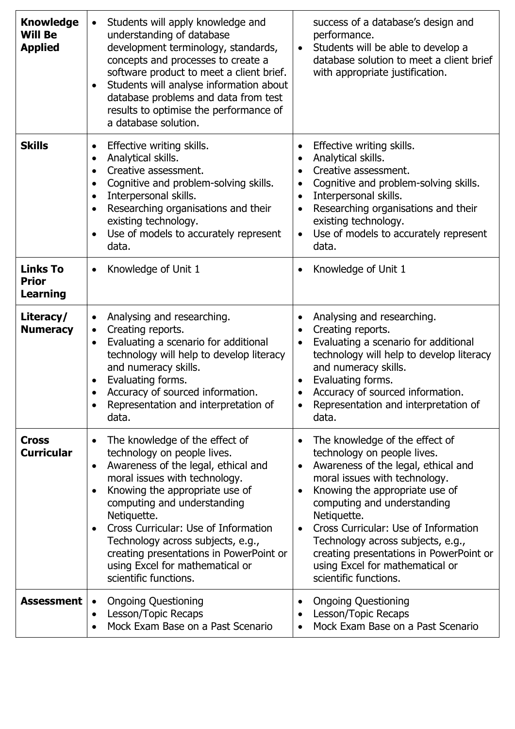| | | |
|---|---|---|
| **Knowledge Will Be Applied** | • Students will apply knowledge and understanding of database development terminology, standards, concepts and processes to create a software product to meet a client brief.<br>• Students will analyse information about database problems and data from test results to optimise the performance of a database solution. | success of a database's design and performance.<br>• Students will be able to develop a database solution to meet a client brief with appropriate justification. |
| **Skills** | • Effective writing skills.<br>• Analytical skills.<br>• Creative assessment.<br>• Cognitive and problem-solving skills.<br>• Interpersonal skills.<br>• Researching organisations and their existing technology.<br>• Use of models to accurately represent data. | • Effective writing skills.<br>• Analytical skills.<br>• Creative assessment.<br>• Cognitive and problem-solving skills.<br>• Interpersonal skills.<br>• Researching organisations and their existing technology.<br>• Use of models to accurately represent data. |
| **Links To Prior Learning** | • Knowledge of Unit 1 | • Knowledge of Unit 1 |
| **Literacy/ Numeracy** | • Analysing and researching.<br>• Creating reports.<br>• Evaluating a scenario for additional technology will help to develop literacy and numeracy skills.<br>• Evaluating forms.<br>• Accuracy of sourced information.<br>• Representation and interpretation of data. | • Analysing and researching.<br>• Creating reports.<br>• Evaluating a scenario for additional technology will help to develop literacy and numeracy skills.<br>• Evaluating forms.<br>• Accuracy of sourced information.<br>• Representation and interpretation of data. |
| **Cross Curricular** | • The knowledge of the effect of technology on people lives.<br>• Awareness of the legal, ethical and moral issues with technology.<br>• Knowing the appropriate use of computing and understanding Netiquette.<br>• Cross Curricular: Use of Information Technology across subjects, e.g., creating presentations in PowerPoint or using Excel for mathematical or scientific functions. | • The knowledge of the effect of technology on people lives.<br>• Awareness of the legal, ethical and moral issues with technology.<br>• Knowing the appropriate use of computing and understanding Netiquette.<br>• Cross Curricular: Use of Information Technology across subjects, e.g., creating presentations in PowerPoint or using Excel for mathematical or scientific functions. |
| **Assessment** | • Ongoing Questioning<br>• Lesson/Topic Recaps<br>• Mock Exam Base on a Past Scenario | • Ongoing Questioning<br>• Lesson/Topic Recaps<br>• Mock Exam Base on a Past Scenario |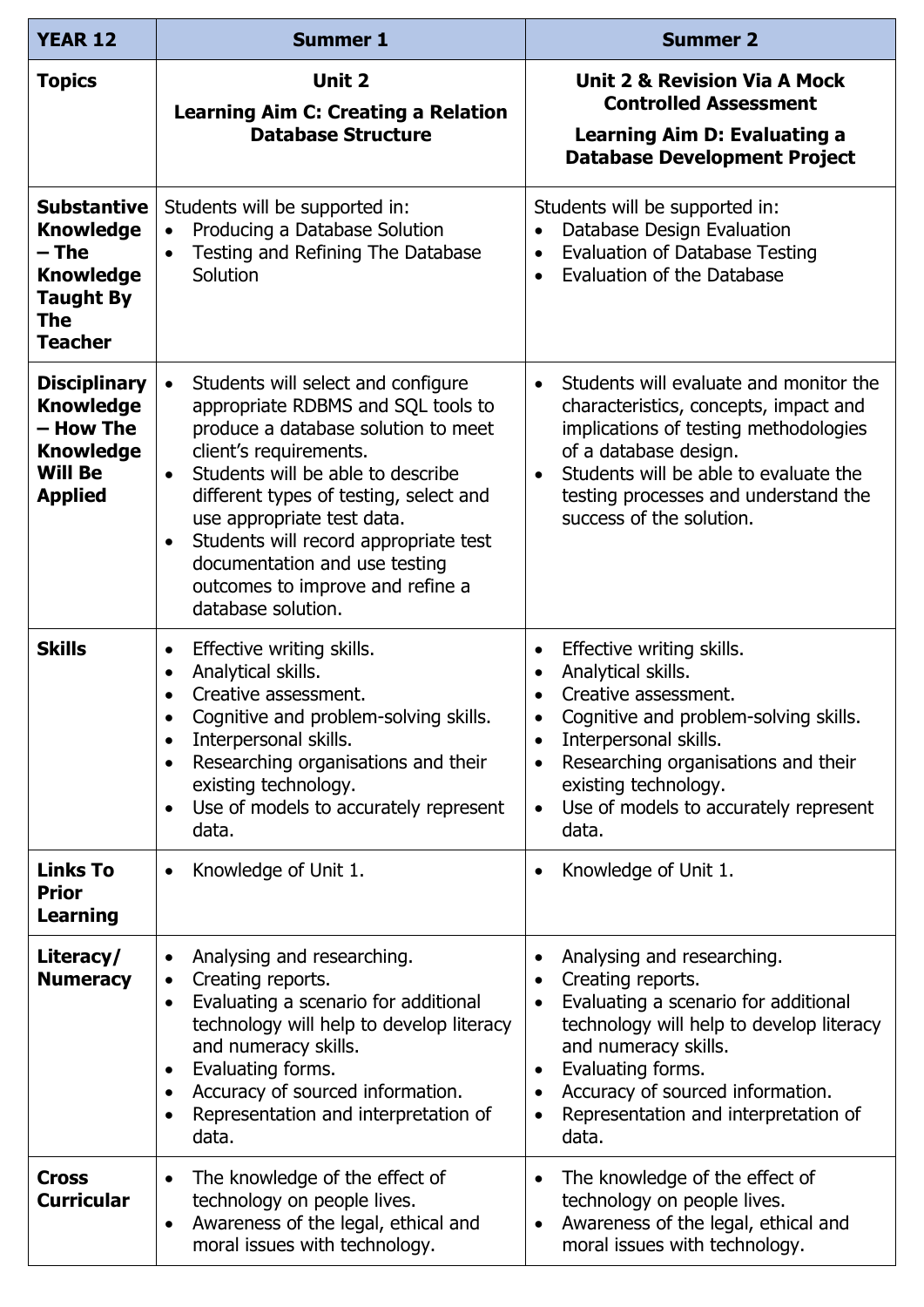| YEAR 12 | Summer 1 | Summer 2 |
|---|---|---|
| **Topics** | **Unit 2**<br>**Learning Aim C: Creating a Relation Database Structure** | **Unit 2 & Revision Via A Mock Controlled Assessment**<br>**Learning Aim D: Evaluating a Database Development Project** |
| **Substantive Knowledge – The Knowledge Taught By The Teacher** | Students will be supported in:<br>• Producing a Database Solution<br>• Testing and Refining The Database Solution | Students will be supported in:<br>• Database Design Evaluation<br>• Evaluation of Database Testing<br>• Evaluation of the Database |
| **Disciplinary Knowledge – How The Knowledge Will Be Applied** | • Students will select and configure appropriate RDBMS and SQL tools to produce a database solution to meet client's requirements.<br>• Students will be able to describe different types of testing, select and use appropriate test data.<br>• Students will record appropriate test documentation and use testing outcomes to improve and refine a database solution. | • Students will evaluate and monitor the characteristics, concepts, impact and implications of testing methodologies of a database design.<br>• Students will be able to evaluate the testing processes and understand the success of the solution. |
| **Skills** | • Effective writing skills.<br>• Analytical skills.<br>• Creative assessment.<br>• Cognitive and problem-solving skills.<br>• Interpersonal skills.<br>• Researching organisations and their existing technology.<br>• Use of models to accurately represent data. | • Effective writing skills.<br>• Analytical skills.<br>• Creative assessment.<br>• Cognitive and problem-solving skills.<br>• Interpersonal skills.<br>• Researching organisations and their existing technology.<br>• Use of models to accurately represent data. |
| **Links To Prior Learning** | • Knowledge of Unit 1. | • Knowledge of Unit 1. |
| **Literacy/ Numeracy** | • Analysing and researching.<br>• Creating reports.<br>• Evaluating a scenario for additional technology will help to develop literacy and numeracy skills.<br>• Evaluating forms.<br>• Accuracy of sourced information.<br>• Representation and interpretation of data. | • Analysing and researching.<br>• Creating reports.<br>• Evaluating a scenario for additional technology will help to develop literacy and numeracy skills.<br>• Evaluating forms.<br>• Accuracy of sourced information.<br>• Representation and interpretation of data. |
| **Cross Curricular** | • The knowledge of the effect of technology on people lives.<br>• Awareness of the legal, ethical and moral issues with technology. | • The knowledge of the effect of technology on people lives.<br>• Awareness of the legal, ethical and moral issues with technology. |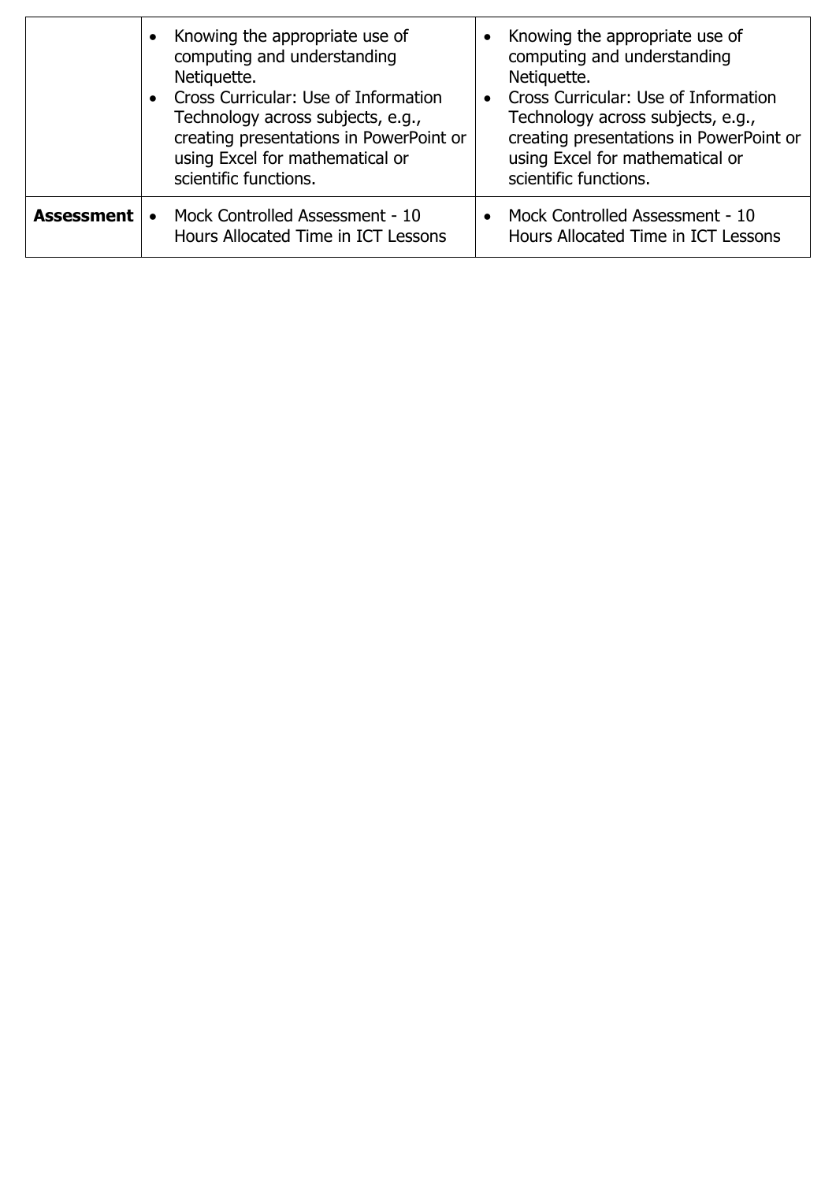| | | |
|---|---|---|
| | • Knowing the appropriate use of computing and understanding Netiquette.<br>• Cross Curricular: Use of Information Technology across subjects, e.g., creating presentations in PowerPoint or using Excel for mathematical or scientific functions. | • Knowing the appropriate use of computing and understanding Netiquette.<br>• Cross Curricular: Use of Information Technology across subjects, e.g., creating presentations in PowerPoint or using Excel for mathematical or scientific functions. |
| **Assessment** | • Mock Controlled Assessment - 10 Hours Allocated Time in ICT Lessons | • Mock Controlled Assessment - 10 Hours Allocated Time in ICT Lessons |